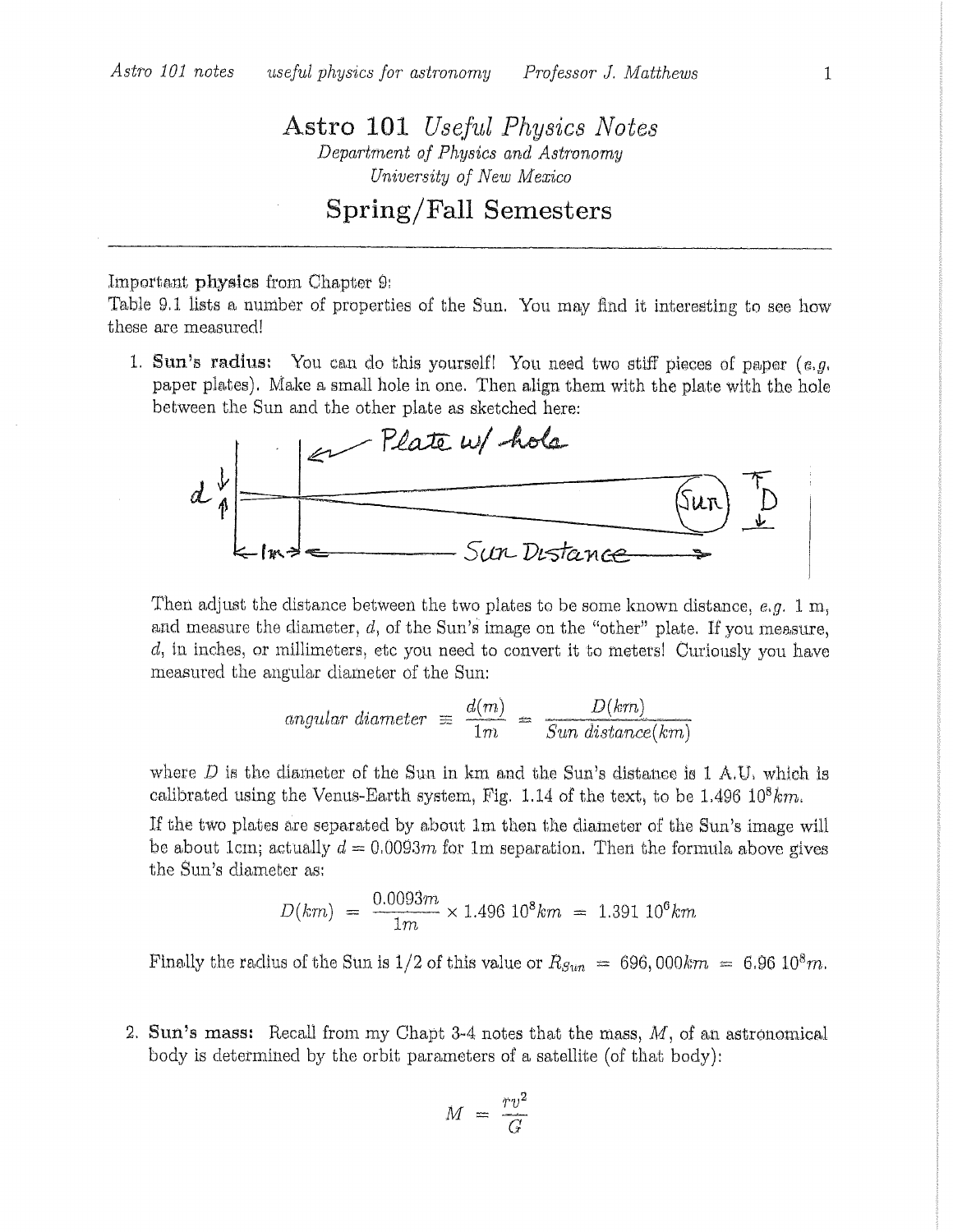// Astro 101 Useful Physics Notes

# Astro 101 *Useful Physics Notes*

*Department of Physics and Astronomy*
*University of New Mexico*

## Spring/Fall Semesters

---

Important **physics** from Chapter 9:
Table 9.1 lists a number of properties of the Sun. You may find it interesting to see how these are measured!

1. **Sun's radius:** You can do this yourself! You need two stiff pieces of paper (*e.g.* paper plates). Make a small hole in one. Then align them with the plate with the hole between the Sun and the other plate as sketched here:

   Then adjust the distance between the two plates to be some known distance, *e.g.* 1 m, and measure the diameter, $d$, of the Sun's image on the "other" plate. If you measure, $d$, in inches, or millimeters, etc you need to convert it to meters! Curiously you have measured the angular diameter of the Sun:

   $$angular\ diameter \equiv \frac{d(m)}{1m} = \frac{D(km)}{Sun\ distance(km)}$$

   where $D$ is the diameter of the Sun in km and the Sun's distance is 1 A.U. which is calibrated using the Venus-Earth system, Fig. 1.14 of the text, to be $1.496\ 10^8 km$.

   If the two plates are separated by about 1m then the diameter of the Sun's image will be about 1cm; actually $d = 0.0093m$ for 1m separation. Then the formula above gives the Sun's diameter as:

   $$D(km) = \frac{0.0093m}{1m} \times 1.496\ 10^8 km = 1.391\ 10^6 km$$

   Finally the radius of the Sun is 1/2 of this value or $R_{Sun} = 696,000km = 6.96\ 10^8 m$.

2. **Sun's mass:** Recall from my Chapt 3-4 notes that the mass, $M$, of an astronomical body is determined by the orbit parameters of a satellite (of that body):

   $$M = \frac{rv^2}{G}$$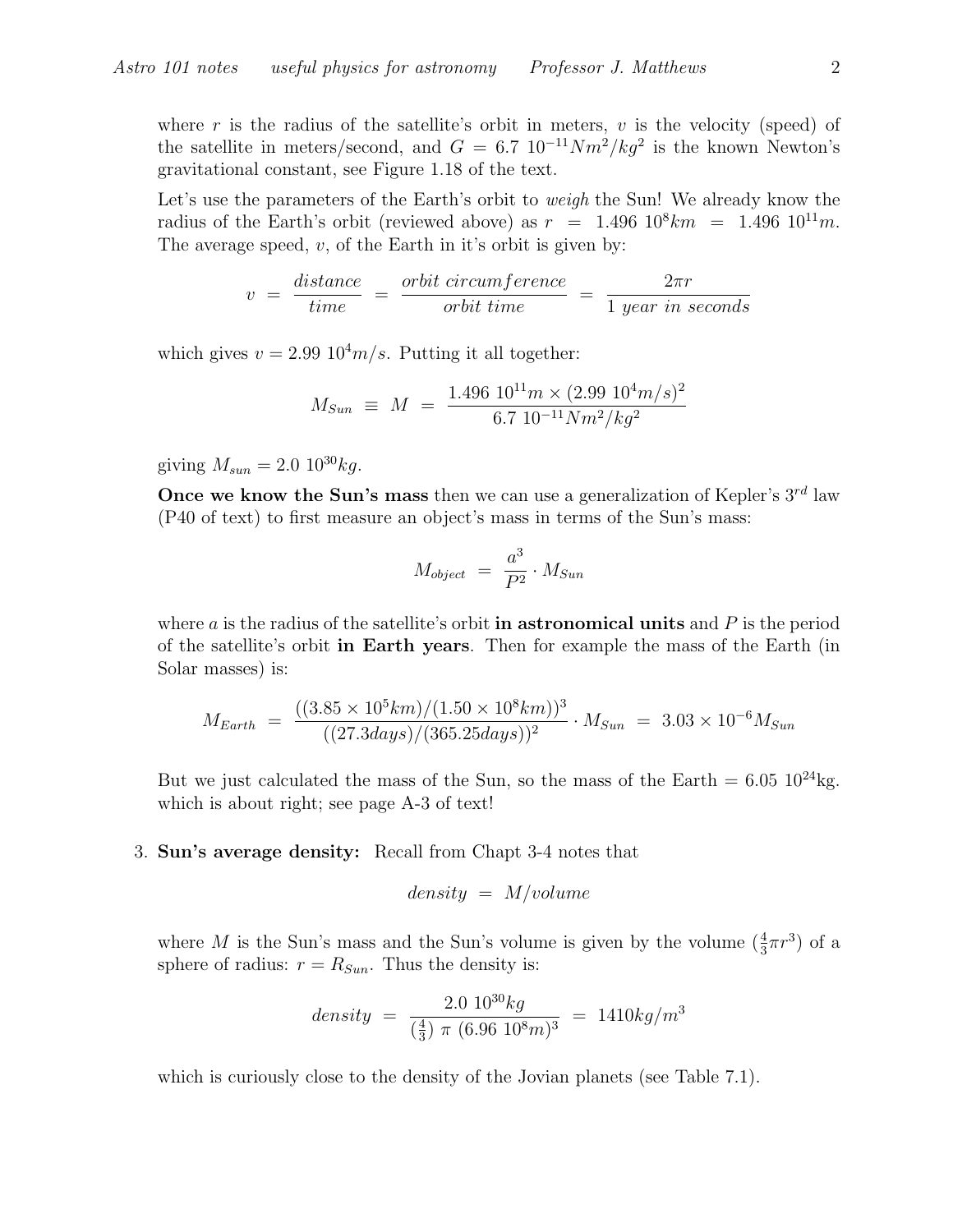where $r$ is the radius of the satellite's orbit in meters, $v$ is the velocity (speed) of the satellite in meters/second, and $G = 6.7\ 10^{-11} Nm^2/kg^2$ is the known Newton's gravitational constant, see Figure 1.18 of the text.

Let's use the parameters of the Earth's orbit to *weigh* the Sun! We already know the radius of the Earth's orbit (reviewed above) as $r = 1.496\ 10^8 km = 1.496\ 10^{11} m$. The average speed, $v$, of the Earth in it's orbit is given by:

$$v = \frac{distance}{time} = \frac{orbit\ circumference}{orbit\ time} = \frac{2\pi r}{1\ year\ in\ seconds}$$

which gives $v = 2.99\ 10^4 m/s$. Putting it all together:

$$M_{Sun} \equiv M = \frac{1.496\ 10^{11} m \times (2.99\ 10^4 m/s)^2}{6.7\ 10^{-11} Nm^2/kg^2}$$

giving $M_{sun} = 2.0\ 10^{30} kg$.

**Once we know the Sun's mass** then we can use a generalization of Kepler's $3^{rd}$ law (P40 of text) to first measure an object's mass in terms of the Sun's mass:

$$M_{object} = \frac{a^3}{P^2} \cdot M_{Sun}$$

where $a$ is the radius of the satellite's orbit **in astronomical units** and $P$ is the period of the satellite's orbit **in Earth years**. Then for example the mass of the Earth (in Solar masses) is:

$$M_{Earth} = \frac{((3.85 \times 10^5 km)/(1.50 \times 10^8 km))^3}{((27.3 days)/(365.25 days))^2} \cdot M_{Sun} = 3.03 \times 10^{-6} M_{Sun}$$

But we just calculated the mass of the Sun, so the mass of the Earth = $6.05\ 10^{24}$kg. which is about right; see page A-3 of text!

3. **Sun's average density:** Recall from Chapt 3-4 notes that

$$density = M/volume$$

where $M$ is the Sun's mass and the Sun's volume is given by the volume ($\frac{4}{3}\pi r^3$) of a sphere of radius: $r = R_{Sun}$. Thus the density is:

$$density = \frac{2.0\ 10^{30} kg}{(\frac{4}{3})\ \pi\ (6.96\ 10^8 m)^3} = 1410 kg/m^3$$

which is curiously close to the density of the Jovian planets (see Table 7.1).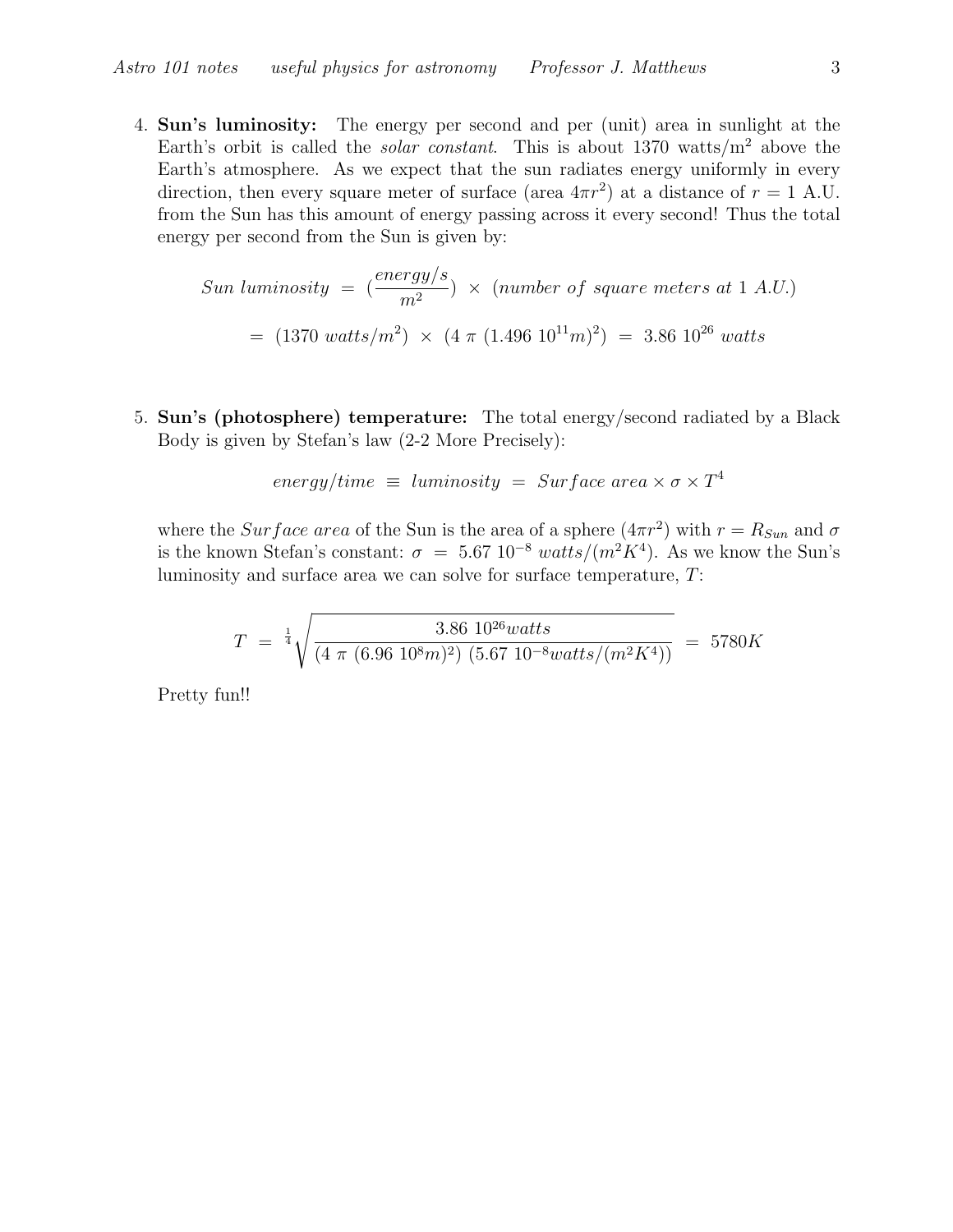4. **Sun's luminosity:** The energy per second and per (unit) area in sunlight at the Earth's orbit is called the *solar constant*. This is about 1370 watts/m$^2$ above the Earth's atmosphere. As we expect that the sun radiates energy uniformly in every direction, then every square meter of surface (area $4\pi r^2$) at a distance of $r = 1$ A.U. from the Sun has this amount of energy passing across it every second! Thus the total energy per second from the Sun is given by:

$$Sun\ luminosity\ =\ (\frac{energy/s}{m^2})\ \times\ (number\ of\ square\ meters\ at\ 1\ A.U.)$$

$$=\ (1370\ watts/m^2)\ \times\ (4\ \pi\ (1.496\ 10^{11} m)^2)\ =\ 3.86\ 10^{26}\ watts$$

5. **Sun's (photosphere) temperature:** The total energy/second radiated by a Black Body is given by Stefan's law (2-2 More Precisely):

$$energy/time\ \equiv\ luminosity\ =\ Surface\ area \times \sigma \times T^4$$

where the $Surface\ area$ of the Sun is the area of a sphere ($4\pi r^2$) with $r = R_{Sun}$ and $\sigma$ is the known Stefan's constant: $\sigma\ =\ 5.67\ 10^{-8}\ watts/(m^2 K^4)$. As we know the Sun's luminosity and surface area we can solve for surface temperature, $T$:

$$T\ =\ \sqrt[\frac{1}{4}]{\frac{3.86\ 10^{26} watts}{(4\ \pi\ (6.96\ 10^8 m)^2)\ (5.67\ 10^{-8} watts/(m^2 K^4))}}\ =\ 5780K$$

Pretty fun!!